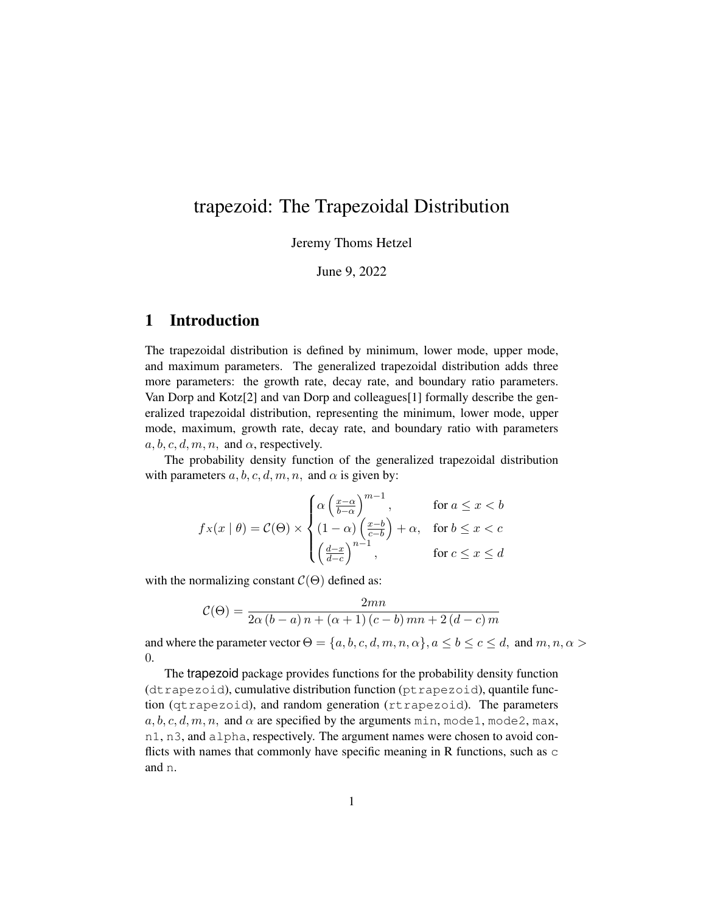# trapezoid: The Trapezoidal Distribution

Jeremy Thoms Hetzel

June 9, 2022

## 1 Introduction

The trapezoidal distribution is defined by minimum, lower mode, upper mode, and maximum parameters. The generalized trapezoidal distribution adds three more parameters: the growth rate, decay rate, and boundary ratio parameters. Van Dorp and Kotz[2] and van Dorp and colleagues[1] formally describe the generalized trapezoidal distribution, representing the minimum, lower mode, upper mode, maximum, growth rate, decay rate, and boundary ratio with parameters $a, b, c, d, m, n,$ and $\alpha$, respectively.

The probability density function of the generalized trapezoidal distribution with parameters $a, b, c, d, m, n,$ and $\alpha$ is given by:

$$f_X(x \mid \theta) = \mathcal{C}(\Theta) \times \begin{cases} \alpha \left( \frac{x-\alpha}{b-\alpha} \right)^{m-1}, & \text{for } a \leq x < b \\ (1-\alpha) \left( \frac{x-b}{c-b} \right) + \alpha, & \text{for } b \leq x < c \\ \left( \frac{d-x}{d-c} \right)^{n-1}, & \text{for } c \leq x \leq d \end{cases}$$

with the normalizing constant $\mathcal{C}(\Theta)$ defined as:

$$\mathcal{C}(\Theta) = \frac{2mn}{2\alpha\,(b-a)\,n + (\alpha+1)\,(c-b)\,mn + 2\,(d-c)\,m}$$

and where the parameter vector $\Theta = \{a, b, c, d, m, n, \alpha\}, a \leq b \leq c \leq d,$ and $m, n, \alpha > 0$.

The trapezoid package provides functions for the probability density function (`dtrapezoid`), cumulative distribution function (`ptrapezoid`), quantile function (`qtrapezoid`), and random generation (`rtrapezoid`). The parameters $a, b, c, d, m, n,$ and $\alpha$ are specified by the arguments `min`, `mode1`, `mode2`, `max`, `n1`, `n3`, and `alpha`, respectively. The argument names were chosen to avoid conflicts with names that commonly have specific meaning in R functions, such as `c` and `n`.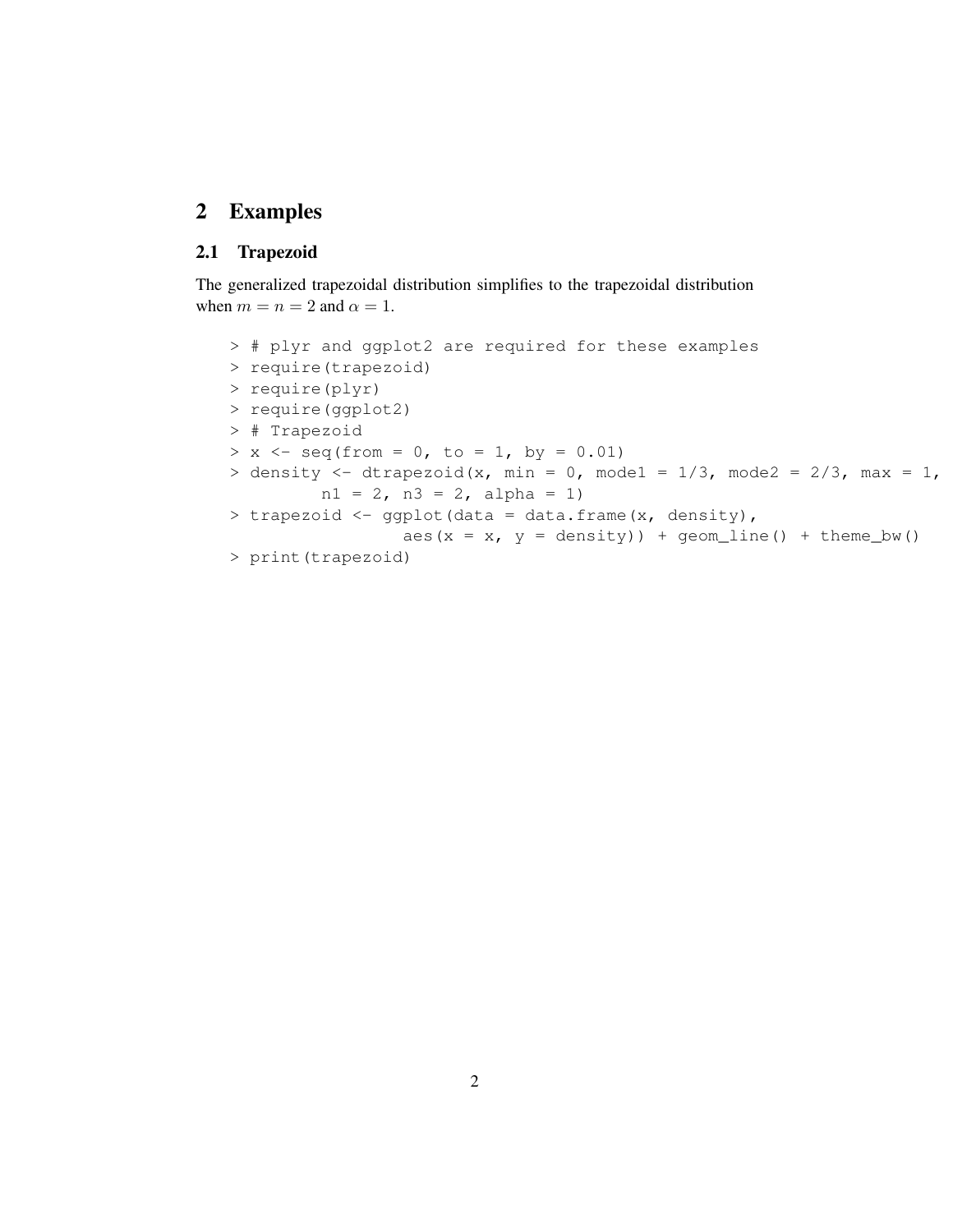## 2 Examples

### 2.1 Trapezoid

The generalized trapezoidal distribution simplifies to the trapezoidal distribution when $m = n = 2$ and $\alpha = 1$.

```
> # plyr and ggplot2 are required for these examples
> require(trapezoid)
> require(plyr)
> require(ggplot2)
> # Trapezoid
> x <- seq(from = 0, to = 1, by = 0.01)
> density <- dtrapezoid(x, min = 0, mode1 = 1/3, mode2 = 2/3, max = 1,
         n1 = 2, n3 = 2, alpha = 1)
> trapezoid <- ggplot(data = data.frame(x, density),
                 aes(x = x, y = density)) + geom_line() + theme_bw()
> print(trapezoid)
```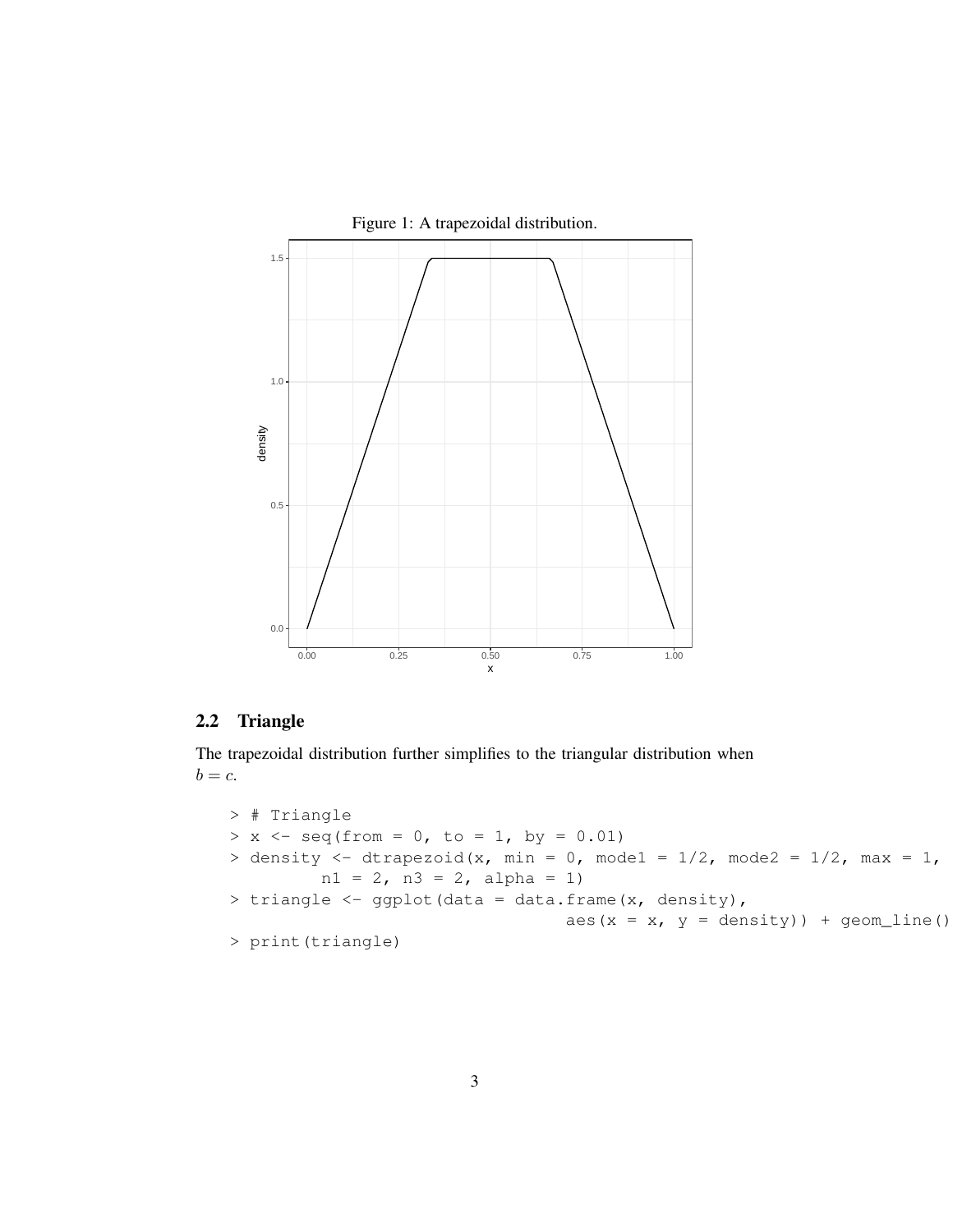Figure 1: A trapezoidal distribution.

## 2.2 Triangle

The trapezoidal distribution further simplifies to the triangular distribution when $b = c$.

```
> # Triangle
> x <- seq(from = 0, to = 1, by = 0.01)
> density <- dtrapezoid(x, min = 0, mode1 = 1/2, mode2 = 1/2, max = 1,
         n1 = 2, n3 = 2, alpha = 1)
> triangle <- ggplot(data = data.frame(x, density),
                                aes(x = x, y = density)) + geom_line()
> print(triangle)
```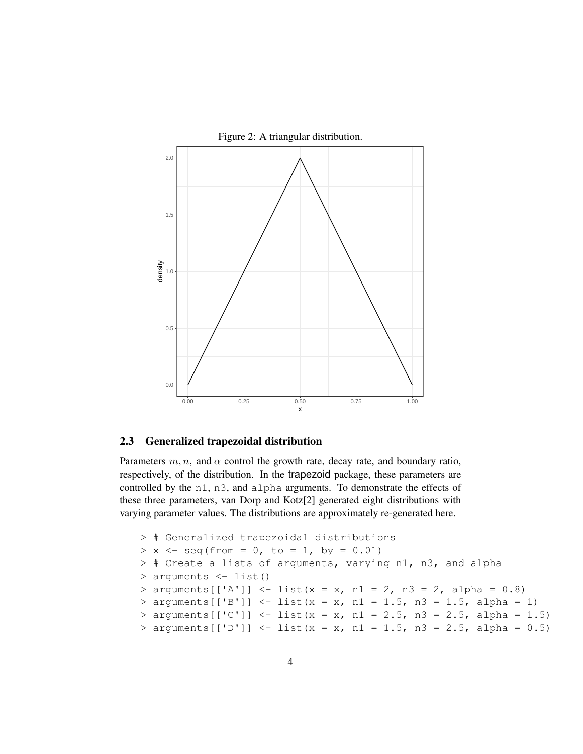Figure 2: A triangular distribution.

## 2.3 Generalized trapezoidal distribution

Parameters $m, n,$ and $\alpha$ control the growth rate, decay rate, and boundary ratio, respectively, of the distribution. In the trapezoid package, these parameters are controlled by the `n1`, `n3`, and `alpha` arguments. To demonstrate the effects of these three parameters, van Dorp and Kotz[2] generated eight distributions with varying parameter values. The distributions are approximately re-generated here.

```
> # Generalized trapezoidal distributions
> x <- seq(from = 0, to = 1, by = 0.01)
> # Create a lists of arguments, varying n1, n3, and alpha
> arguments <- list()
> arguments[['A']] <- list(x = x, n1 = 2, n3 = 2, alpha = 0.8)
> arguments[['B']] <- list(x = x, n1 = 1.5, n3 = 1.5, alpha = 1)
> arguments[['C']] <- list(x = x, n1 = 2.5, n3 = 2.5, alpha = 1.5)
> arguments[['D']] <- list(x = x, n1 = 1.5, n3 = 2.5, alpha = 0.5)
```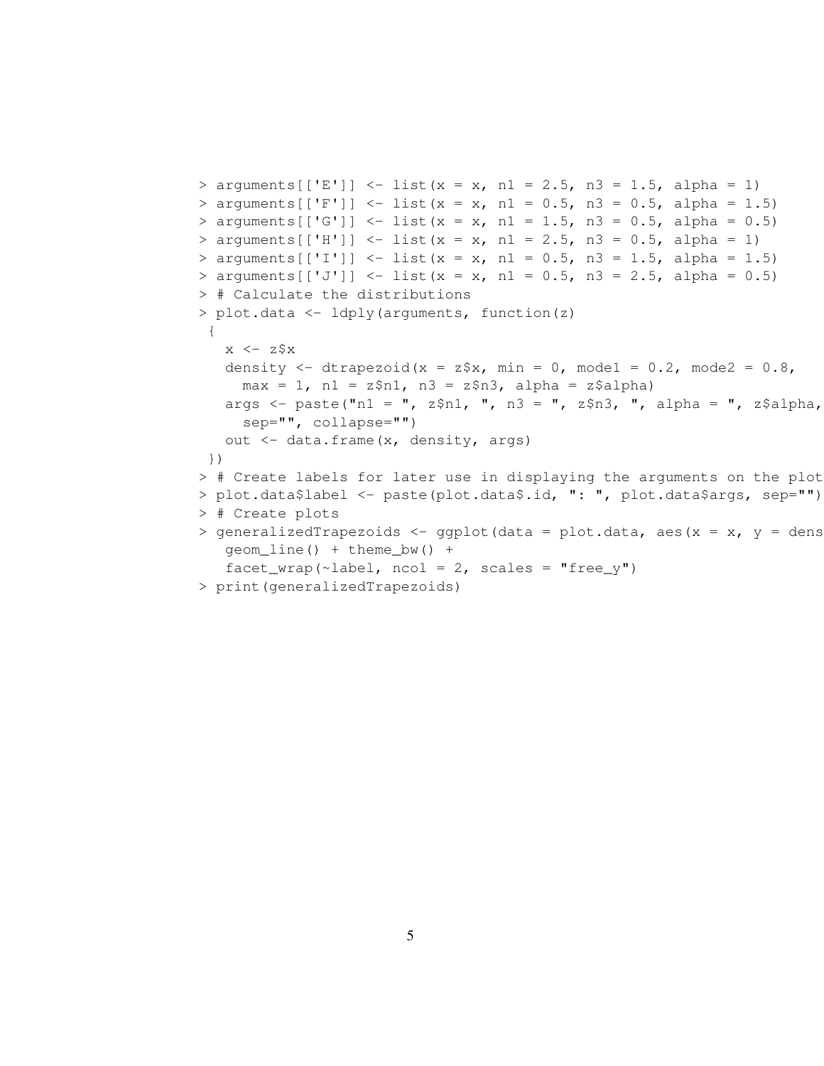```
> arguments[['E']] <- list(x = x, n1 = 2.5, n3 = 1.5, alpha = 1)
> arguments[['F']] <- list(x = x, n1 = 0.5, n3 = 0.5, alpha = 1.5)
> arguments[['G']] <- list(x = x, n1 = 1.5, n3 = 0.5, alpha = 0.5)
> arguments[['H']] <- list(x = x, n1 = 2.5, n3 = 0.5, alpha = 1)
> arguments[['I']] <- list(x = x, n1 = 0.5, n3 = 1.5, alpha = 1.5)
> arguments[['J']] <- list(x = x, n1 = 0.5, n3 = 2.5, alpha = 0.5)
> # Calculate the distributions
> plot.data <- ldply(arguments, function(z)
 {
   x <- z$x
   density <- dtrapezoid(x = z$x, min = 0, mode1 = 0.2, mode2 = 0.8,
     max = 1, n1 = z$n1, n3 = z$n3, alpha = z$alpha)
   args <- paste("n1 = ", z$n1, ", n3 = ", z$n3, ", alpha = ", z$alpha,
     sep="", collapse="")
   out <- data.frame(x, density, args)
 })
> # Create labels for later use in displaying the arguments on the plot
> plot.data$label <- paste(plot.data$.id, ": ", plot.data$args, sep="")
> # Create plots
> generalizedTrapezoids <- ggplot(data = plot.data, aes(x = x, y = dens
   geom_line() + theme_bw() +
   facet_wrap(~label, ncol = 2, scales = "free_y")
> print(generalizedTrapezoids)
```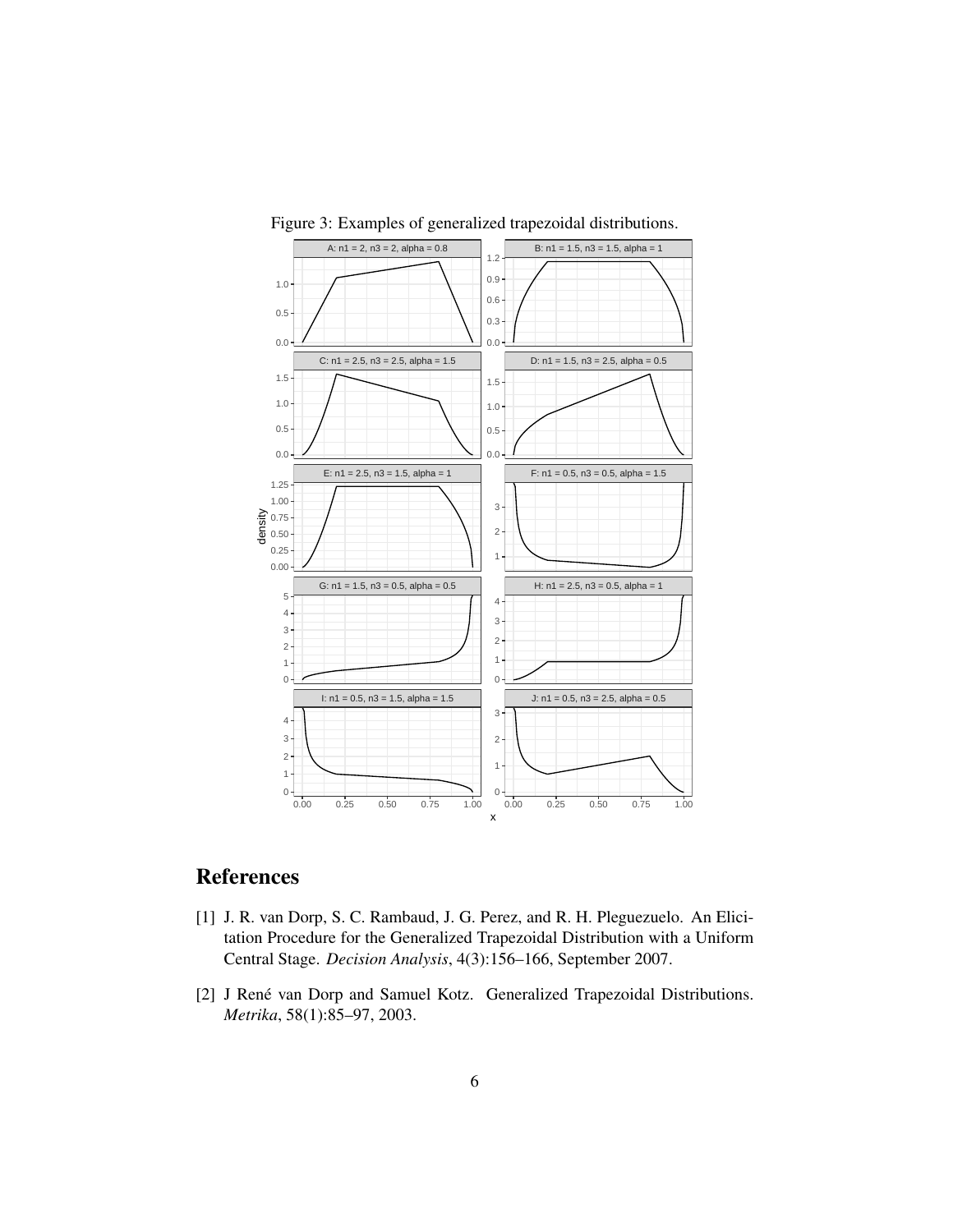Figure 3: Examples of generalized trapezoidal distributions.

A: n1 = 2, n3 = 2, alpha = 0.8

B: n1 = 1.5, n3 = 1.5, alpha = 1

C: n1 = 2.5, n3 = 2.5, alpha = 1.5

D: n1 = 1.5, n3 = 2.5, alpha = 0.5

E: n1 = 2.5, n3 = 1.5, alpha = 1

F: n1 = 0.5, n3 = 0.5, alpha = 1.5

G: n1 = 1.5, n3 = 0.5, alpha = 0.5

H: n1 = 2.5, n3 = 0.5, alpha = 1

I: n1 = 0.5, n3 = 1.5, alpha = 1.5

J: n1 = 0.5, n3 = 2.5, alpha = 0.5

density

x

0.00 0.25 0.50 0.75 1.00

# References

[1] J. R. van Dorp, S. C. Rambaud, J. G. Perez, and R. H. Pleguezuelo. An Elicitation Procedure for the Generalized Trapezoidal Distribution with a Uniform Central Stage. *Decision Analysis*, 4(3):156–166, September 2007.

[2] J René van Dorp and Samuel Kotz. Generalized Trapezoidal Distributions. *Metrika*, 58(1):85–97, 2003.